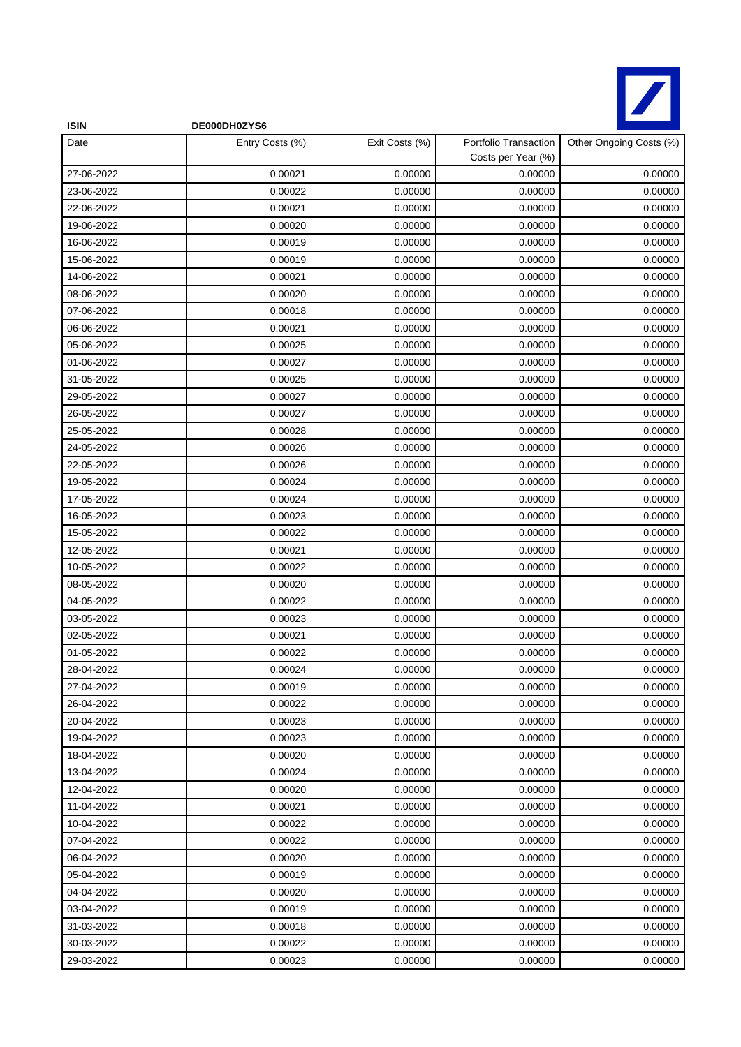**ISIN** **DE000DH0ZYS6**

| Date | Entry Costs (%) | Exit Costs (%) | Portfolio Transaction Costs per Year (%) | Other Ongoing Costs (%) |
|---|---|---|---|---|
| 27-06-2022 | 0.00021 | 0.00000 | 0.00000 | 0.00000 |
| 23-06-2022 | 0.00022 | 0.00000 | 0.00000 | 0.00000 |
| 22-06-2022 | 0.00021 | 0.00000 | 0.00000 | 0.00000 |
| 19-06-2022 | 0.00020 | 0.00000 | 0.00000 | 0.00000 |
| 16-06-2022 | 0.00019 | 0.00000 | 0.00000 | 0.00000 |
| 15-06-2022 | 0.00019 | 0.00000 | 0.00000 | 0.00000 |
| 14-06-2022 | 0.00021 | 0.00000 | 0.00000 | 0.00000 |
| 08-06-2022 | 0.00020 | 0.00000 | 0.00000 | 0.00000 |
| 07-06-2022 | 0.00018 | 0.00000 | 0.00000 | 0.00000 |
| 06-06-2022 | 0.00021 | 0.00000 | 0.00000 | 0.00000 |
| 05-06-2022 | 0.00025 | 0.00000 | 0.00000 | 0.00000 |
| 01-06-2022 | 0.00027 | 0.00000 | 0.00000 | 0.00000 |
| 31-05-2022 | 0.00025 | 0.00000 | 0.00000 | 0.00000 |
| 29-05-2022 | 0.00027 | 0.00000 | 0.00000 | 0.00000 |
| 26-05-2022 | 0.00027 | 0.00000 | 0.00000 | 0.00000 |
| 25-05-2022 | 0.00028 | 0.00000 | 0.00000 | 0.00000 |
| 24-05-2022 | 0.00026 | 0.00000 | 0.00000 | 0.00000 |
| 22-05-2022 | 0.00026 | 0.00000 | 0.00000 | 0.00000 |
| 19-05-2022 | 0.00024 | 0.00000 | 0.00000 | 0.00000 |
| 17-05-2022 | 0.00024 | 0.00000 | 0.00000 | 0.00000 |
| 16-05-2022 | 0.00023 | 0.00000 | 0.00000 | 0.00000 |
| 15-05-2022 | 0.00022 | 0.00000 | 0.00000 | 0.00000 |
| 12-05-2022 | 0.00021 | 0.00000 | 0.00000 | 0.00000 |
| 10-05-2022 | 0.00022 | 0.00000 | 0.00000 | 0.00000 |
| 08-05-2022 | 0.00020 | 0.00000 | 0.00000 | 0.00000 |
| 04-05-2022 | 0.00022 | 0.00000 | 0.00000 | 0.00000 |
| 03-05-2022 | 0.00023 | 0.00000 | 0.00000 | 0.00000 |
| 02-05-2022 | 0.00021 | 0.00000 | 0.00000 | 0.00000 |
| 01-05-2022 | 0.00022 | 0.00000 | 0.00000 | 0.00000 |
| 28-04-2022 | 0.00024 | 0.00000 | 0.00000 | 0.00000 |
| 27-04-2022 | 0.00019 | 0.00000 | 0.00000 | 0.00000 |
| 26-04-2022 | 0.00022 | 0.00000 | 0.00000 | 0.00000 |
| 20-04-2022 | 0.00023 | 0.00000 | 0.00000 | 0.00000 |
| 19-04-2022 | 0.00023 | 0.00000 | 0.00000 | 0.00000 |
| 18-04-2022 | 0.00020 | 0.00000 | 0.00000 | 0.00000 |
| 13-04-2022 | 0.00024 | 0.00000 | 0.00000 | 0.00000 |
| 12-04-2022 | 0.00020 | 0.00000 | 0.00000 | 0.00000 |
| 11-04-2022 | 0.00021 | 0.00000 | 0.00000 | 0.00000 |
| 10-04-2022 | 0.00022 | 0.00000 | 0.00000 | 0.00000 |
| 07-04-2022 | 0.00022 | 0.00000 | 0.00000 | 0.00000 |
| 06-04-2022 | 0.00020 | 0.00000 | 0.00000 | 0.00000 |
| 05-04-2022 | 0.00019 | 0.00000 | 0.00000 | 0.00000 |
| 04-04-2022 | 0.00020 | 0.00000 | 0.00000 | 0.00000 |
| 03-04-2022 | 0.00019 | 0.00000 | 0.00000 | 0.00000 |
| 31-03-2022 | 0.00018 | 0.00000 | 0.00000 | 0.00000 |
| 30-03-2022 | 0.00022 | 0.00000 | 0.00000 | 0.00000 |
| 29-03-2022 | 0.00023 | 0.00000 | 0.00000 | 0.00000 |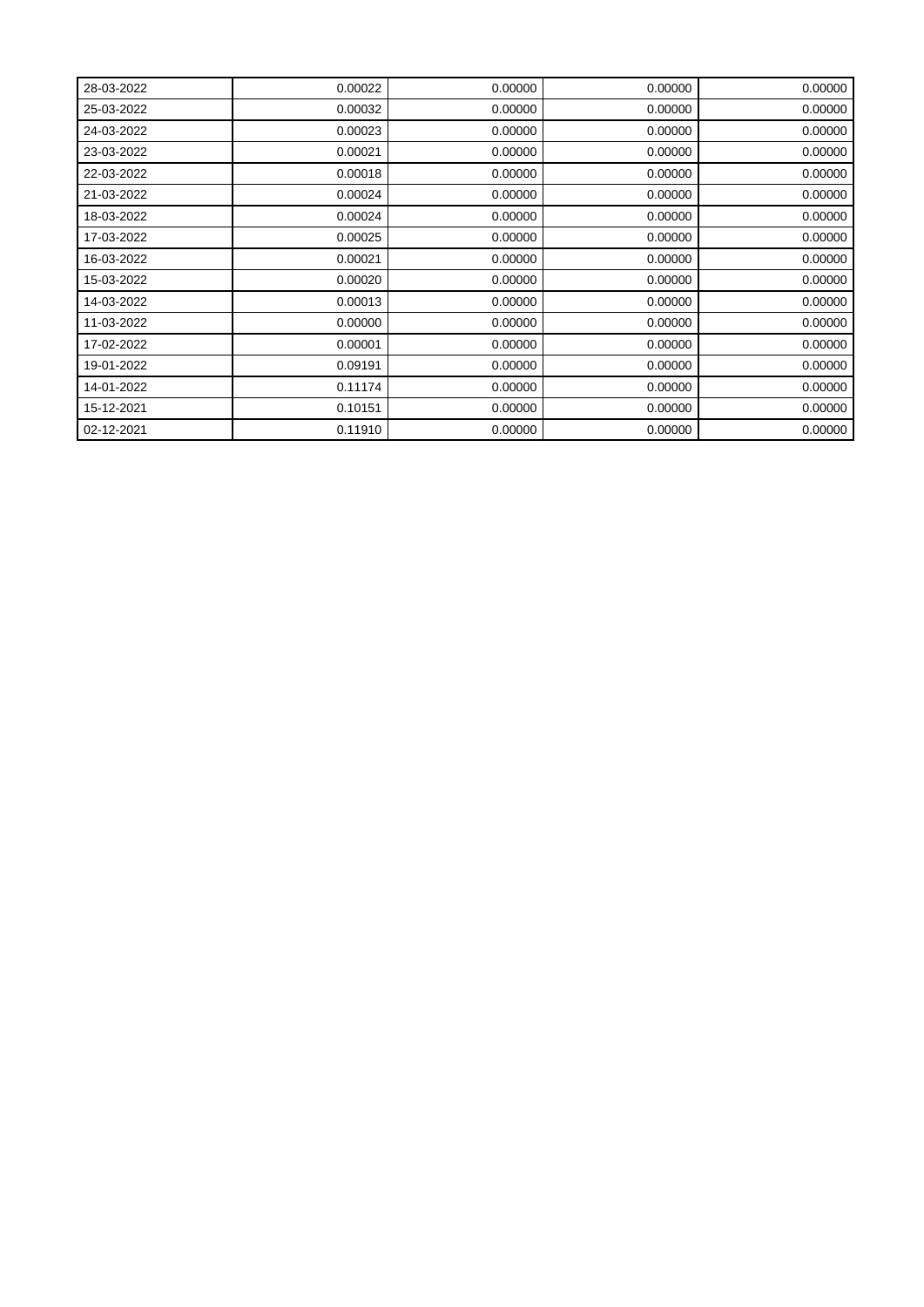| | | | | |
|---|---|---|---|---|
| 28-03-2022 | 0.00022 | 0.00000 | 0.00000 | 0.00000 |
| 25-03-2022 | 0.00032 | 0.00000 | 0.00000 | 0.00000 |
| 24-03-2022 | 0.00023 | 0.00000 | 0.00000 | 0.00000 |
| 23-03-2022 | 0.00021 | 0.00000 | 0.00000 | 0.00000 |
| 22-03-2022 | 0.00018 | 0.00000 | 0.00000 | 0.00000 |
| 21-03-2022 | 0.00024 | 0.00000 | 0.00000 | 0.00000 |
| 18-03-2022 | 0.00024 | 0.00000 | 0.00000 | 0.00000 |
| 17-03-2022 | 0.00025 | 0.00000 | 0.00000 | 0.00000 |
| 16-03-2022 | 0.00021 | 0.00000 | 0.00000 | 0.00000 |
| 15-03-2022 | 0.00020 | 0.00000 | 0.00000 | 0.00000 |
| 14-03-2022 | 0.00013 | 0.00000 | 0.00000 | 0.00000 |
| 11-03-2022 | 0.00000 | 0.00000 | 0.00000 | 0.00000 |
| 17-02-2022 | 0.00001 | 0.00000 | 0.00000 | 0.00000 |
| 19-01-2022 | 0.09191 | 0.00000 | 0.00000 | 0.00000 |
| 14-01-2022 | 0.11174 | 0.00000 | 0.00000 | 0.00000 |
| 15-12-2021 | 0.10151 | 0.00000 | 0.00000 | 0.00000 |
| 02-12-2021 | 0.11910 | 0.00000 | 0.00000 | 0.00000 |